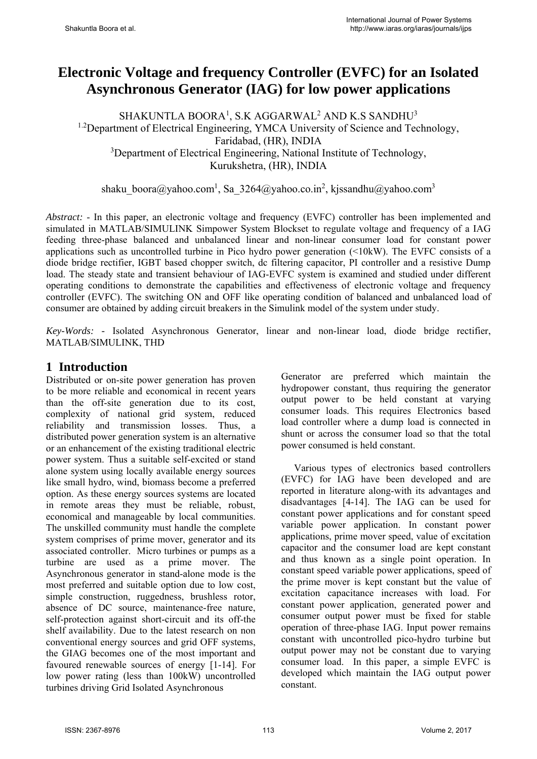# Electronic Voltage and frequency Controller (EVFC) for an Isolated Asynchronous Generator (IAG) for low power applications

SHAKUNTLA BOORA[1], S.K AGGARWAL[2] AND K.S SANDHU[3]

[1,2]Department of Electrical Engineering, YMCA University of Science and Technology, Faridabad, (HR), INDIA

[3]Department of Electrical Engineering, National Institute of Technology, Kurukshetra, (HR), INDIA

shaku_boora@yahoo.com[1], Sa_3264@yahoo.co.in[2], kjssandhu@yahoo.com[3]

*Abstract:* - In this paper, an electronic voltage and frequency (EVFC) controller has been implemented and simulated in MATLAB/SIMULINK Simpower System Blockset to regulate voltage and frequency of a IAG feeding three-phase balanced and unbalanced linear and non-linear consumer load for constant power applications such as uncontrolled turbine in Pico hydro power generation (<10kW). The EVFC consists of a diode bridge rectifier, IGBT based chopper switch, dc filtering capacitor, PI controller and a resistive Dump load. The steady state and transient behaviour of IAG-EVFC system is examined and studied under different operating conditions to demonstrate the capabilities and effectiveness of electronic voltage and frequency controller (EVFC). The switching ON and OFF like operating condition of balanced and unbalanced load of consumer are obtained by adding circuit breakers in the Simulink model of the system under study.

*Key-Words:* - Isolated Asynchronous Generator, linear and non-linear load, diode bridge rectifier, MATLAB/SIMULINK, THD

## 1 Introduction

Distributed or on-site power generation has proven to be more reliable and economical in recent years than the off-site generation due to its cost, complexity of national grid system, reduced reliability and transmission losses. Thus, a distributed power generation system is an alternative or an enhancement of the existing traditional electric power system. Thus a suitable self-excited or stand alone system using locally available energy sources like small hydro, wind, biomass become a preferred option. As these energy sources systems are located in remote areas they must be reliable, robust, economical and manageable by local communities. The unskilled community must handle the complete system comprises of prime mover, generator and its associated controller. Micro turbines or pumps as a turbine are used as a prime mover. The Asynchronous generator in stand-alone mode is the most preferred and suitable option due to low cost, simple construction, ruggedness, brushless rotor, absence of DC source, maintenance-free nature, self-protection against short-circuit and its off-the shelf availability. Due to the latest research on non conventional energy sources and grid OFF systems, the GIAG becomes one of the most important and favoured renewable sources of energy [1-14]. For low power rating (less than 100kW) uncontrolled turbines driving Grid Isolated Asynchronous Generator are preferred which maintain the hydropower constant, thus requiring the generator output power to be held constant at varying consumer loads. This requires Electronics based load controller where a dump load is connected in shunt or across the consumer load so that the total power consumed is held constant.

Various types of electronics based controllers (EVFC) for IAG have been developed and are reported in literature along-with its advantages and disadvantages [4-14]. The IAG can be used for constant power applications and for constant speed variable power application. In constant power applications, prime mover speed, value of excitation capacitor and the consumer load are kept constant and thus known as a single point operation. In constant speed variable power applications, speed of the prime mover is kept constant but the value of excitation capacitance increases with load. For constant power application, generated power and consumer output power must be fixed for stable operation of three-phase IAG. Input power remains constant with uncontrolled pico-hydro turbine but output power may not be constant due to varying consumer load. In this paper, a simple EVFC is developed which maintain the IAG output power constant.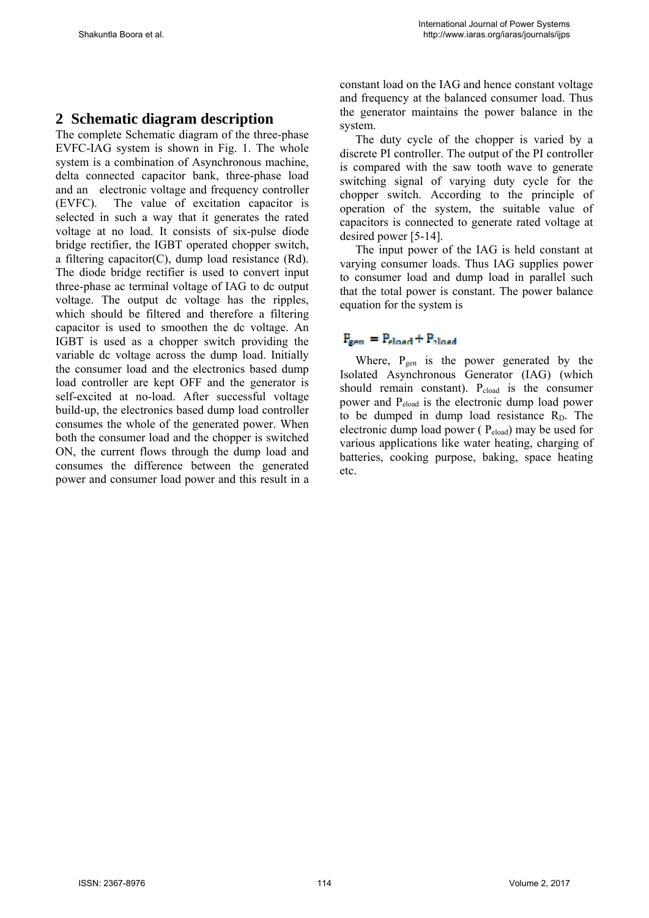## 2 Schematic diagram description

The complete Schematic diagram of the three-phase EVFC-IAG system is shown in Fig. 1. The whole system is a combination of Asynchronous machine, delta connected capacitor bank, three-phase load and an electronic voltage and frequency controller (EVFC). The value of excitation capacitor is selected in such a way that it generates the rated voltage at no load. It consists of six-pulse diode bridge rectifier, the IGBT operated chopper switch, a filtering capacitor(C), dump load resistance (Rd). The diode bridge rectifier is used to convert input three-phase ac terminal voltage of IAG to dc output voltage. The output dc voltage has the ripples, which should be filtered and therefore a filtering capacitor is used to smoothen the dc voltage. An IGBT is used as a chopper switch providing the variable dc voltage across the dump load. Initially the consumer load and the electronics based dump load controller are kept OFF and the generator is self-excited at no-load. After successful voltage build-up, the electronics based dump load controller consumes the whole of the generated power. When both the consumer load and the chopper is switched ON, the current flows through the dump load and consumes the difference between the generated power and consumer load power and this result in a constant load on the IAG and hence constant voltage and frequency at the balanced consumer load. Thus the generator maintains the power balance in the system.

The duty cycle of the chopper is varied by a discrete PI controller. The output of the PI controller is compared with the saw tooth wave to generate switching signal of varying duty cycle for the chopper switch. According to the principle of operation of the system, the suitable value of capacitors is connected to generate rated voltage at desired power [5-14].

The input power of the IAG is held constant at varying consumer loads. Thus IAG supplies power to consumer load and dump load in parallel such that the total power is constant. The power balance equation for the system is

$$P_{gen} = P_{cload} + P_{eload}$$

Where, $P_{gen}$ is the power generated by the Isolated Asynchronous Generator (IAG) (which should remain constant). $P_{cload}$ is the consumer power and $P_{eload}$ is the electronic dump load power to be dumped in dump load resistance $R_D$. The electronic dump load power ( $P_{eload}$) may be used for various applications like water heating, charging of batteries, cooking purpose, baking, space heating etc.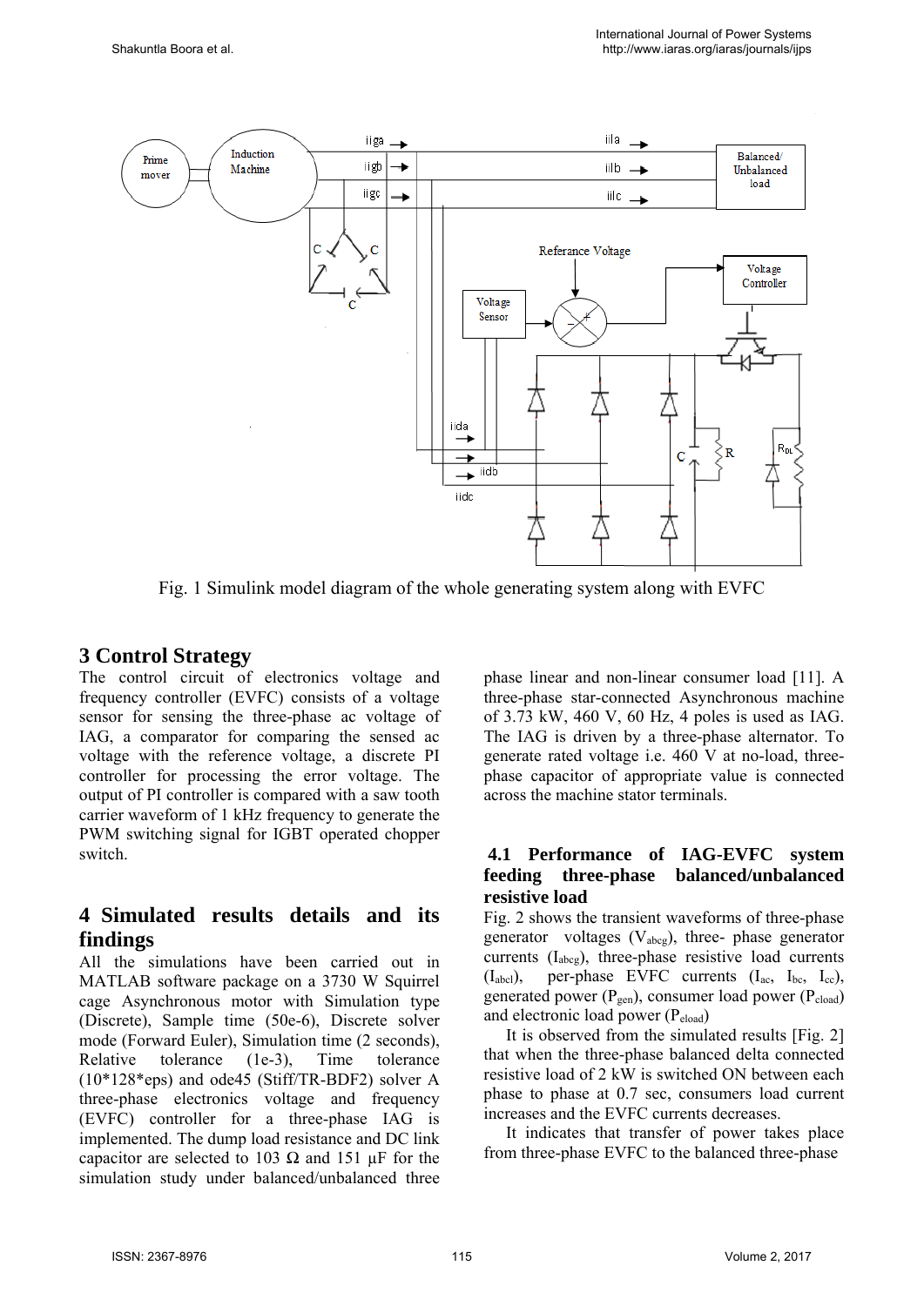Fig. 1 Simulink model diagram of the whole generating system along with EVFC

## 3 Control Strategy

The control circuit of electronics voltage and frequency controller (EVFC) consists of a voltage sensor for sensing the three-phase ac voltage of IAG, a comparator for comparing the sensed ac voltage with the reference voltage, a discrete PI controller for processing the error voltage. The output of PI controller is compared with a saw tooth carrier waveform of 1 kHz frequency to generate the PWM switching signal for IGBT operated chopper switch.

## 4 Simulated results details and its findings

All the simulations have been carried out in MATLAB software package on a 3730 W Squirrel cage Asynchronous motor with Simulation type (Discrete), Sample time (50e-6), Discrete solver mode (Forward Euler), Simulation time (2 seconds), Relative tolerance (1e-3), Time tolerance (10*128*eps) and ode45 (Stiff/TR-BDF2) solver A three-phase electronics voltage and frequency (EVFC) controller for a three-phase IAG is implemented. The dump load resistance and DC link capacitor are selected to 103 Ω and 151 µF for the simulation study under balanced/unbalanced three phase linear and non-linear consumer load [11]. A three-phase star-connected Asynchronous machine of 3.73 kW, 460 V, 60 Hz, 4 poles is used as IAG. The IAG is driven by a three-phase alternator. To generate rated voltage i.e. 460 V at no-load, three-phase capacitor of appropriate value is connected across the machine stator terminals.

### 4.1 Performance of IAG-EVFC system feeding three-phase balanced/unbalanced resistive load

Fig. 2 shows the transient waveforms of three-phase generator voltages ($V_{abcg}$), three- phase generator currents ($I_{abcg}$), three-phase resistive load currents ($I_{abcl}$), per-phase EVFC currents ($I_{ac}$, $I_{bc}$, $I_{cc}$), generated power ($P_{gen}$), consumer load power ($P_{cload}$) and electronic load power ($P_{eload}$)

It is observed from the simulated results [Fig. 2] that when the three-phase balanced delta connected resistive load of 2 kW is switched ON between each phase to phase at 0.7 sec, consumers load current increases and the EVFC currents decreases.

It indicates that transfer of power takes place from three-phase EVFC to the balanced three-phase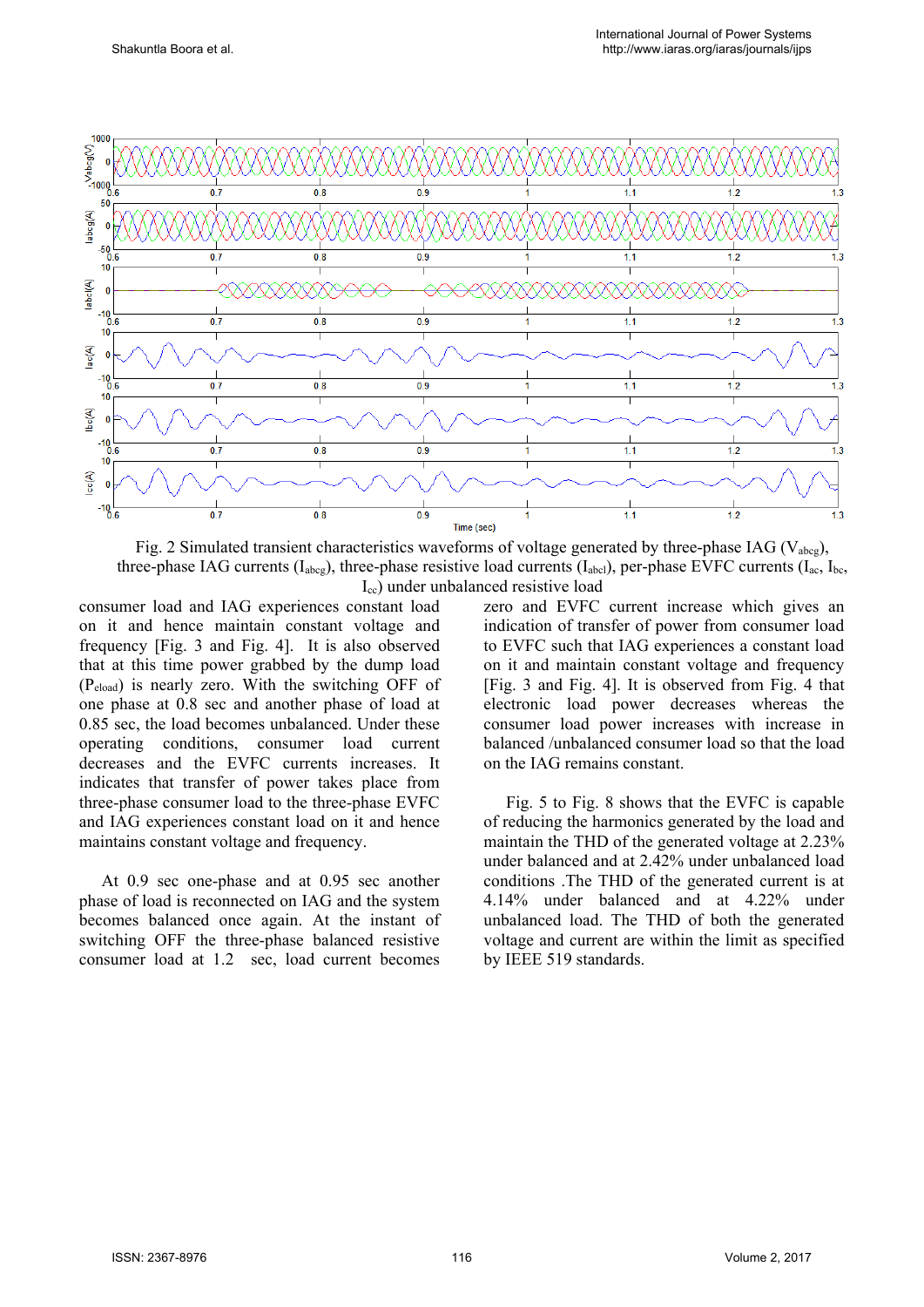Fig. 2 Simulated transient characteristics waveforms of voltage generated by three-phase IAG ($V_{abcg}$), three-phase IAG currents ($I_{abcg}$), three-phase resistive load currents ($I_{abcl}$), per-phase EVFC currents ($I_{ac}$, $I_{bc}$, $I_{cc}$) under unbalanced resistive load

consumer load and IAG experiences constant load on it and hence maintain constant voltage and frequency [Fig. 3 and Fig. 4]. It is also observed that at this time power grabbed by the dump load ($P_{eload}$) is nearly zero. With the switching OFF of one phase at 0.8 sec and another phase of load at 0.85 sec, the load becomes unbalanced. Under these operating conditions, consumer load current decreases and the EVFC currents increases. It indicates that transfer of power takes place from three-phase consumer load to the three-phase EVFC and IAG experiences constant load on it and hence maintains constant voltage and frequency.

At 0.9 sec one-phase and at 0.95 sec another phase of load is reconnected on IAG and the system becomes balanced once again. At the instant of switching OFF the three-phase balanced resistive consumer load at 1.2 sec, load current becomes zero and EVFC current increase which gives an indication of transfer of power from consumer load to EVFC such that IAG experiences a constant load on it and maintain constant voltage and frequency [Fig. 3 and Fig. 4]. It is observed from Fig. 4 that electronic load power decreases whereas the consumer load power increases with increase in balanced /unbalanced consumer load so that the load on the IAG remains constant.

Fig. 5 to Fig. 8 shows that the EVFC is capable of reducing the harmonics generated by the load and maintain the THD of the generated voltage at 2.23% under balanced and at 2.42% under unbalanced load conditions .The THD of the generated current is at 4.14% under balanced and at 4.22% under unbalanced load. The THD of both the generated voltage and current are within the limit as specified by IEEE 519 standards.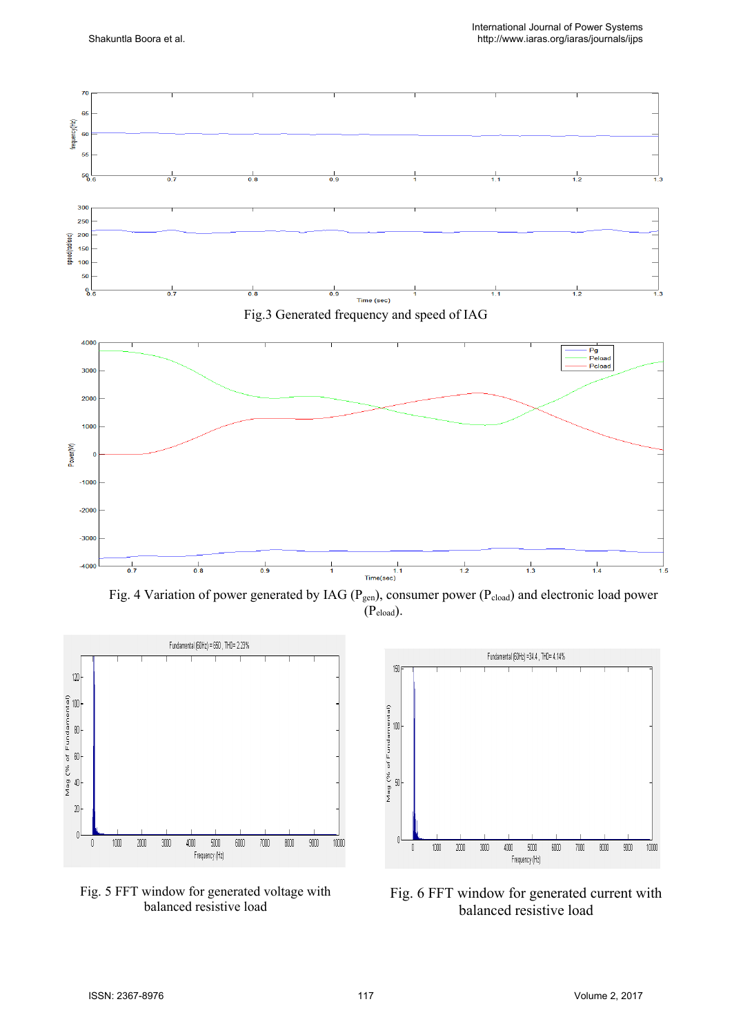Fig.3 Generated frequency and speed of IAG

Fig. 4 Variation of power generated by IAG ($P_{gen}$), consumer power ($P_{cload}$) and electronic load power ($P_{eload}$).

Fig. 5 FFT window for generated voltage with balanced resistive load

Fig. 6 FFT window for generated current with balanced resistive load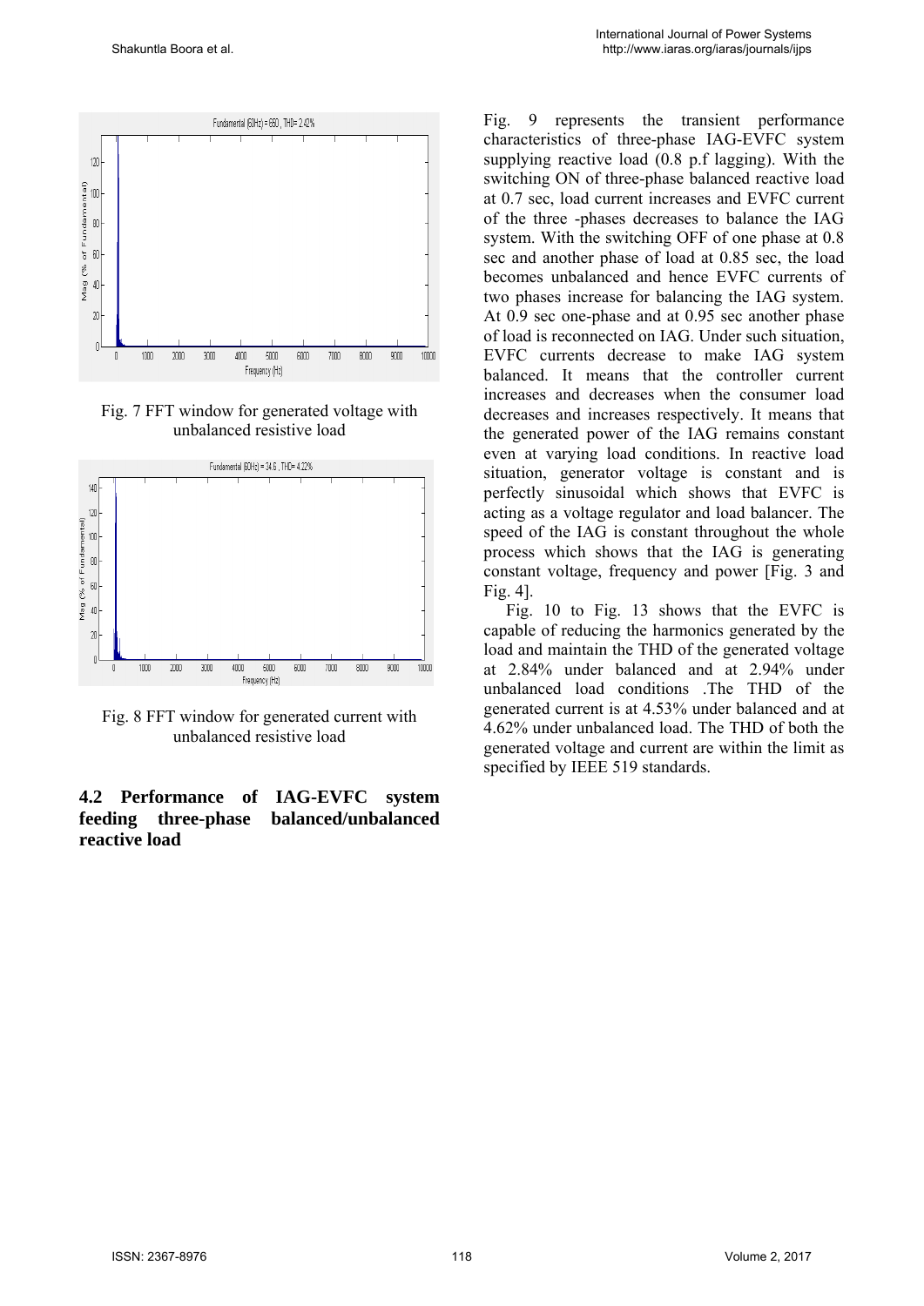Fig. 7 FFT window for generated voltage with unbalanced resistive load

Fig. 8 FFT window for generated current with unbalanced resistive load

### 4.2 Performance of IAG-EVFC system feeding three-phase balanced/unbalanced reactive load

Fig. 9 represents the transient performance characteristics of three-phase IAG-EVFC system supplying reactive load (0.8 p.f lagging). With the switching ON of three-phase balanced reactive load at 0.7 sec, load current increases and EVFC current of the three -phases decreases to balance the IAG system. With the switching OFF of one phase at 0.8 sec and another phase of load at 0.85 sec, the load becomes unbalanced and hence EVFC currents of two phases increase for balancing the IAG system. At 0.9 sec one-phase and at 0.95 sec another phase of load is reconnected on IAG. Under such situation, EVFC currents decrease to make IAG system balanced. It means that the controller current increases and decreases when the consumer load decreases and increases respectively. It means that the generated power of the IAG remains constant even at varying load conditions. In reactive load situation, generator voltage is constant and is perfectly sinusoidal which shows that EVFC is acting as a voltage regulator and load balancer. The speed of the IAG is constant throughout the whole process which shows that the IAG is generating constant voltage, frequency and power [Fig. 3 and Fig. 4].

Fig. 10 to Fig. 13 shows that the EVFC is capable of reducing the harmonics generated by the load and maintain the THD of the generated voltage at 2.84% under balanced and at 2.94% under unbalanced load conditions .The THD of the generated current is at 4.53% under balanced and at 4.62% under unbalanced load. The THD of both the generated voltage and current are within the limit as specified by IEEE 519 standards.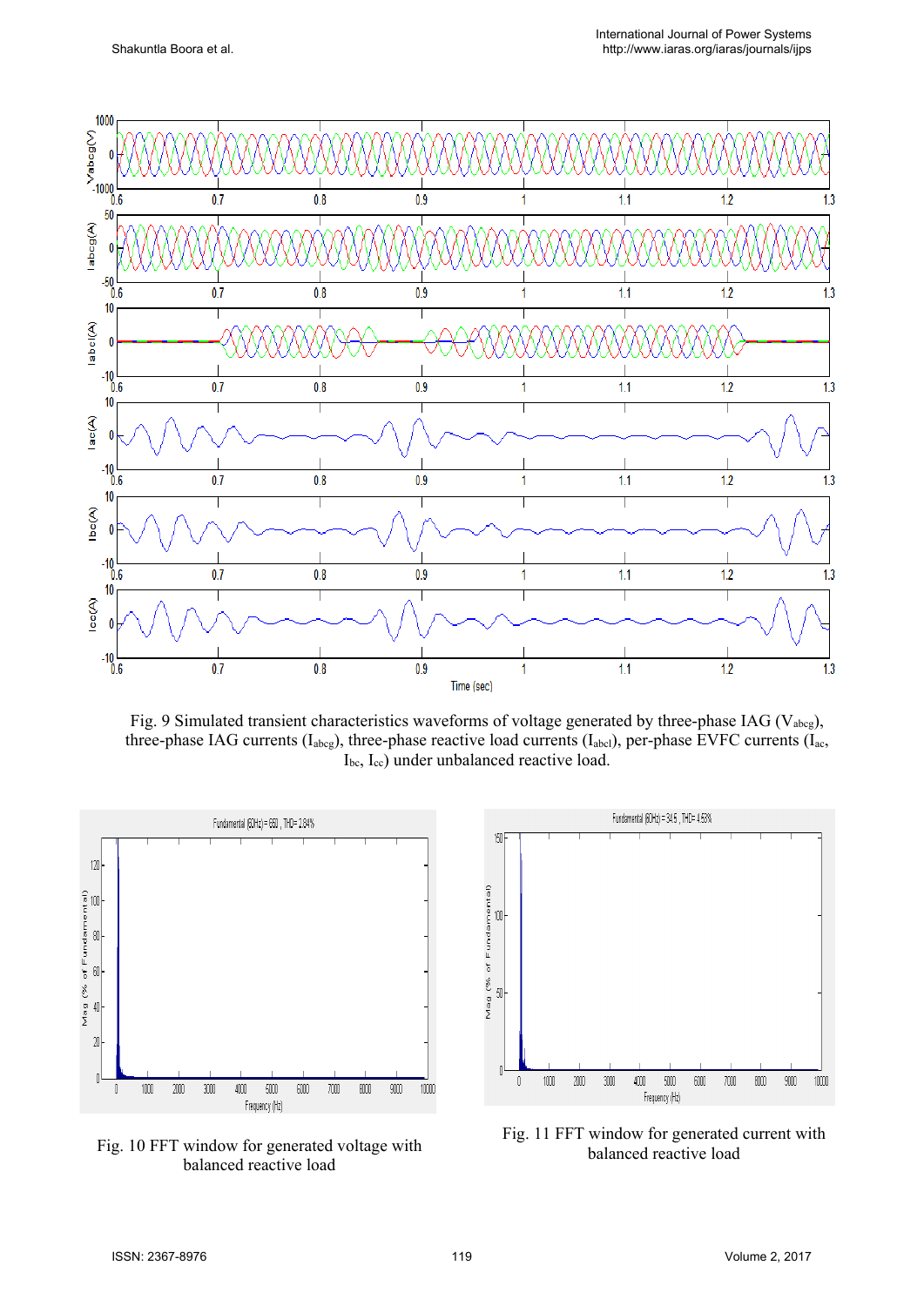Fig. 9 Simulated transient characteristics waveforms of voltage generated by three-phase IAG ($V_{abcg}$), three-phase IAG currents ($I_{abcg}$), three-phase reactive load currents ($I_{abcl}$), per-phase EVFC currents ($I_{ac}$, $I_{bc}$, $I_{cc}$) under unbalanced reactive load.

Fig. 10 FFT window for generated voltage with balanced reactive load

Fig. 11 FFT window for generated current with balanced reactive load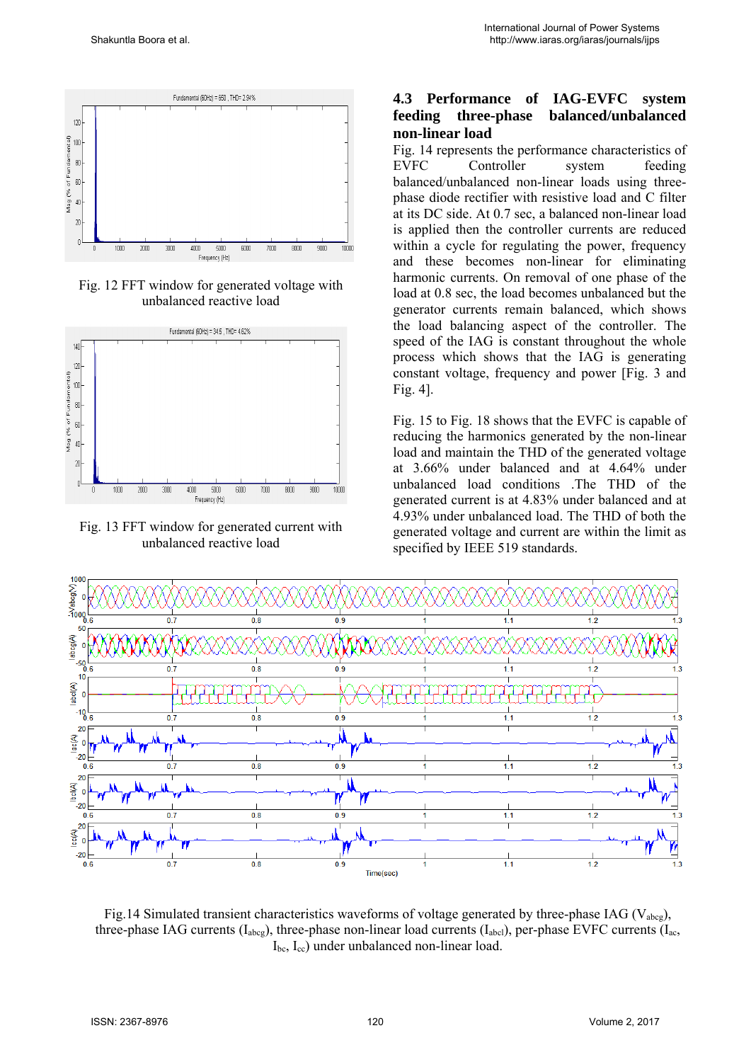Fig. 12 FFT window for generated voltage with unbalanced reactive load

Fig. 13 FFT window for generated current with unbalanced reactive load

### 4.3 Performance of IAG-EVFC system feeding three-phase balanced/unbalanced non-linear load

Fig. 14 represents the performance characteristics of EVFC Controller system feeding balanced/unbalanced non-linear loads using three-phase diode rectifier with resistive load and C filter at its DC side. At 0.7 sec, a balanced non-linear load is applied then the controller currents are reduced within a cycle for regulating the power, frequency and these becomes non-linear for eliminating harmonic currents. On removal of one phase of the load at 0.8 sec, the load becomes unbalanced but the generator currents remain balanced, which shows the load balancing aspect of the controller. The speed of the IAG is constant throughout the whole process which shows that the IAG is generating constant voltage, frequency and power [Fig. 3 and Fig. 4].

Fig. 15 to Fig. 18 shows that the EVFC is capable of reducing the harmonics generated by the non-linear load and maintain the THD of the generated voltage at 3.66% under balanced and at 4.64% under unbalanced load conditions .The THD of the generated current is at 4.83% under balanced and at 4.93% under unbalanced load. The THD of both the generated voltage and current are within the limit as specified by IEEE 519 standards.

Fig.14 Simulated transient characteristics waveforms of voltage generated by three-phase IAG ($V_{abcg}$), three-phase IAG currents ($I_{abcg}$), three-phase non-linear load currents ($I_{abcl}$), per-phase EVFC currents ($I_{ac}$, $I_{bc}$, $I_{cc}$) under unbalanced non-linear load.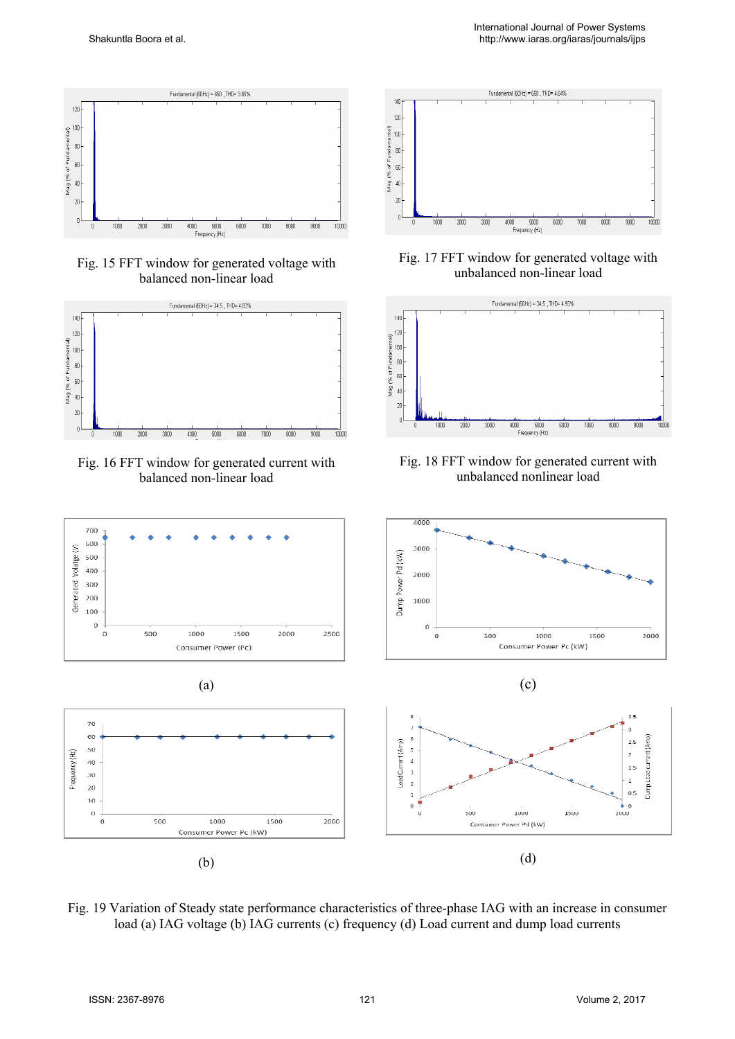Fig. 15 FFT window for generated voltage with balanced non-linear load

Fig. 17 FFT window for generated voltage with unbalanced non-linear load

Fig. 16 FFT window for generated current with balanced non-linear load

Fig. 18 FFT window for generated current with unbalanced nonlinear load

(a)

(c)

(b)

(d)

Fig. 19 Variation of Steady state performance characteristics of three-phase IAG with an increase in consumer load (a) IAG voltage (b) IAG currents (c) frequency (d) Load current and dump load currents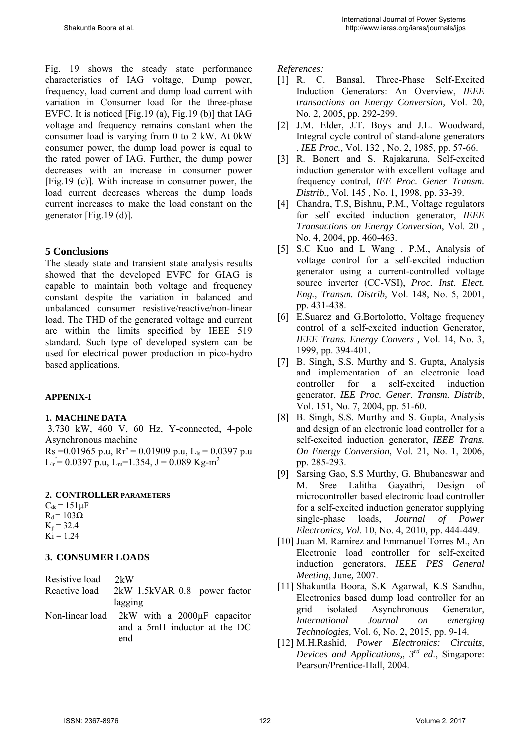Fig. 19 shows the steady state performance characteristics of IAG voltage, Dump power, frequency, load current and dump load current with variation in Consumer load for the three-phase EVFC. It is noticed [Fig.19 (a), Fig.19 (b)] that IAG voltage and frequency remains constant when the consumer load is varying from 0 to 2 kW. At 0kW consumer power, the dump load power is equal to the rated power of IAG. Further, the dump power decreases with an increase in consumer power [Fig.19 (c)]. With increase in consumer power, the load current decreases whereas the dump loads current increases to make the load constant on the generator [Fig.19 (d)].

## 5 Conclusions

The steady state and transient state analysis results showed that the developed EVFC for GIAG is capable to maintain both voltage and frequency constant despite the variation in balanced and unbalanced consumer resistive/reactive/non-linear load. The THD of the generated voltage and current are within the limits specified by IEEE 519 standard. Such type of developed system can be used for electrical power production in pico-hydro based applications.

### APPENIX-I

**1. MACHINE DATA**

3.730 kW, 460 V, 60 Hz, Y-connected, 4-pole Asynchronous machine

Rs =0.01965 p.u, Rr' = 0.01909 p.u, $L_{ls}$ = 0.0397 p.u
$L_{lr}$' = 0.0397 p.u, $L_m$=1.354, J = 0.089 Kg-m$^2$

**2. CONTROLLER PARAMETERS**

$C_{dc}$ = 151µF
$R_d$ = 103Ω
$K_p$ = 32.4
Ki = 1.24

**3. CONSUMER LOADS**

| | |
|---|---|
| Resistive load | 2kW |
| Reactive load | 2kW 1.5kVAR 0.8 power factor lagging |
| Non-linear load | 2kW with a 2000µF capacitor and a 5mH inductor at the DC end |

*References:*

[1] R. C. Bansal, Three-Phase Self-Excited Induction Generators: An Overview, *IEEE transactions on Energy Conversion,* Vol. 20, No. 2, 2005, pp. 292-299.

[2] J.M. Elder, J.T. Boys and J.L. Woodward, Integral cycle control of stand-alone generators , *IEE Proc.,* Vol. 132 , No. 2, 1985, pp. 57-66.

[3] R. Bonert and S. Rajakaruna, Self-excited induction generator with excellent voltage and frequency control, *IEE Proc. Gener Transm. Distrib.,* Vol. 145 , No. 1, 1998, pp. 33-39.

[4] Chandra, T.S, Bishnu, P.M., Voltage regulators for self excited induction generator, *IEEE Transactions on Energy Conversion*, Vol. 20 , No. 4, 2004, pp. 460-463.

[5] S.C Kuo and L Wang , P.M., Analysis of voltage control for a self-excited induction generator using a current-controlled voltage source inverter (CC-VSI), *Proc. Inst. Elect. Eng., Transm. Distrib,* Vol. 148, No. 5, 2001, pp. 431-438.

[6] E.Suarez and G.Bortolotto, Voltage frequency control of a self-excited induction Generator, *IEEE Trans. Energy Convers ,* Vol. 14, No. 3, 1999, pp. 394-401.

[7] B. Singh, S.S. Murthy and S. Gupta, Analysis and implementation of an electronic load controller for a self-excited induction generator, *IEE Proc. Gener. Transm. Distrib,* Vol. 151, No. 7, 2004, pp. 51-60.

[8] B. Singh, S.S. Murthy and S. Gupta, Analysis and design of an electronic load controller for a self-excited induction generator, *IEEE Trans. On Energy Conversion,* Vol. 21, No. 1, 2006, pp. 285-293.

[9] Sarsing Gao, S.S Murthy, G. Bhubaneswar and M. Sree Lalitha Gayathri, Design of microcontroller based electronic load controller for a self-excited induction generator supplying single-phase loads, *Journal of Power Electronics, Vol*. 10, No. 4, 2010, pp. 444-449.

[10] Juan M. Ramirez and Emmanuel Torres M., An Electronic load controller for self-excited induction generators, *IEEE PES General Meeting*, June*,* 2007.

[11] Shakuntla Boora, S.K Agarwal, K.S Sandhu, Electronics based dump load controller for an grid isolated Asynchronous Generator, *International Journal on emerging Technologies,* Vol. 6, No. 2, 2015, pp. 9-14.

[12] M.H.Rashid, *Power Electronics: Circuits, Devices and Applications,, 3rd ed*., Singapore: Pearson/Prentice-Hall, 2004.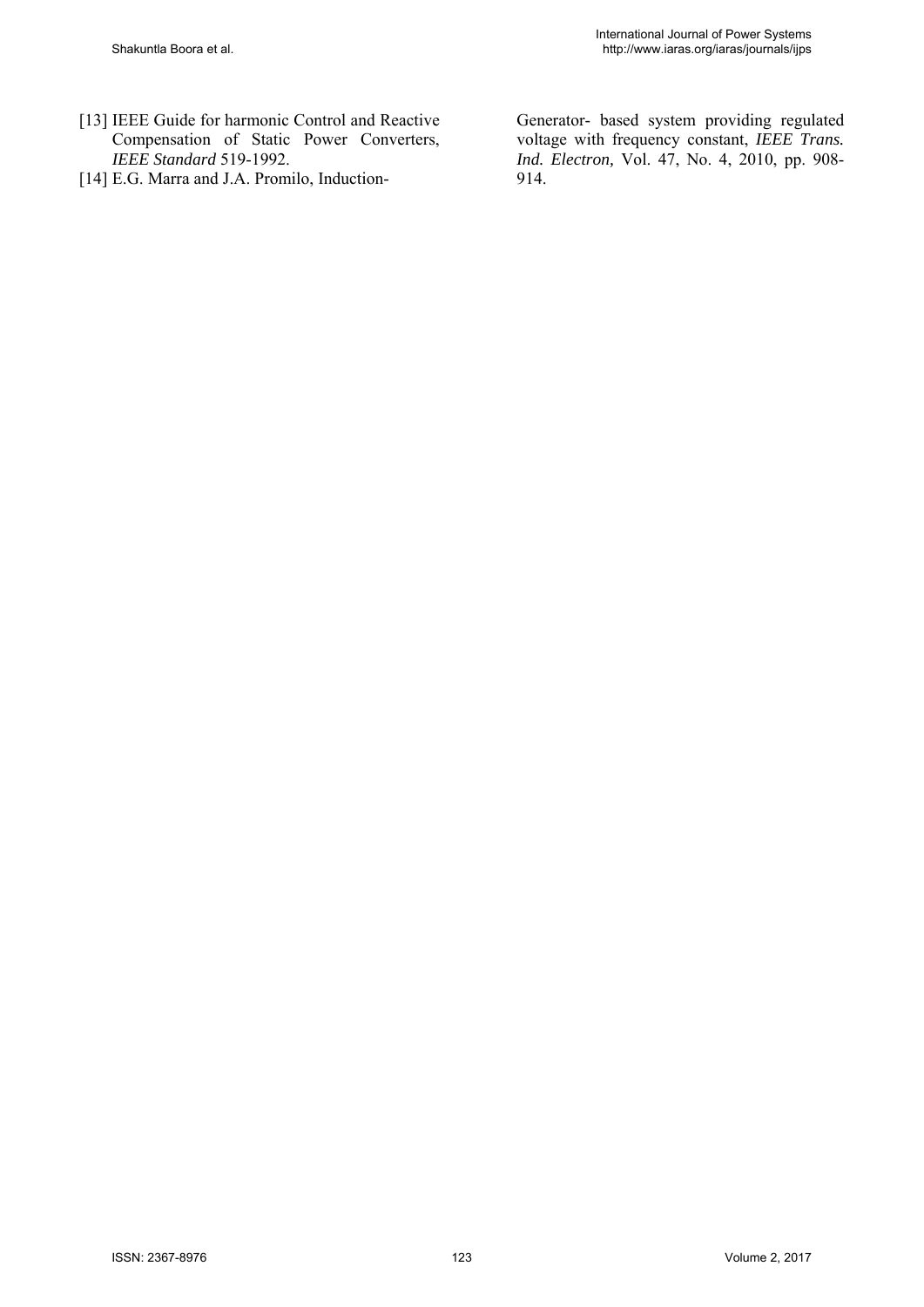[13] IEEE Guide for harmonic Control and Reactive Compensation of Static Power Converters, *IEEE Standard* 519-1992.

[14] E.G. Marra and J.A. Promilo, Induction-Generator- based system providing regulated voltage with frequency constant, *IEEE Trans. Ind. Electron,* Vol. 47, No. 4, 2010, pp. 908-914.